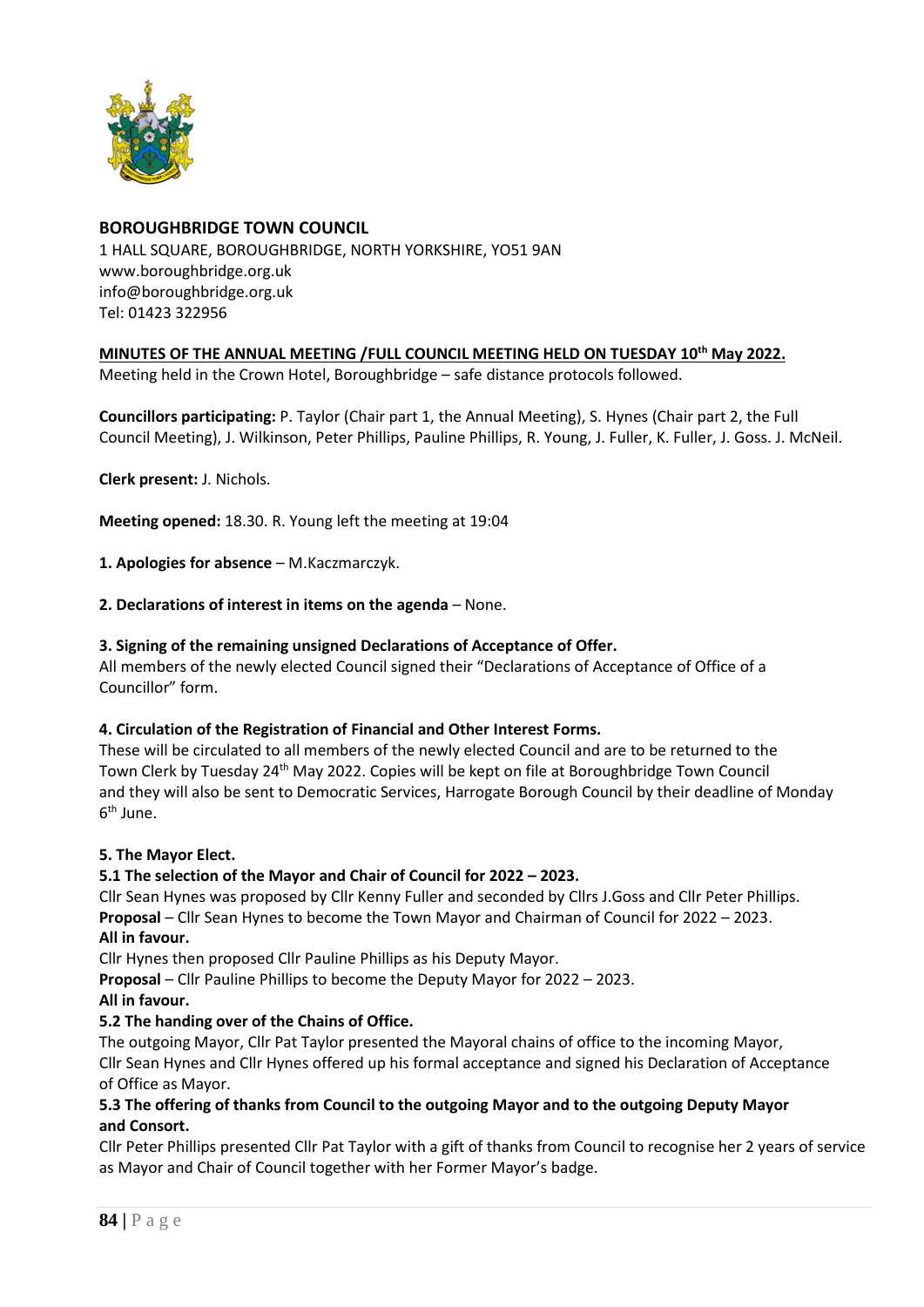**BOROUGHBRIDGE TOWN COUNCIL**
1 HALL SQUARE, BOROUGHBRIDGE, NORTH YORKSHIRE, YO51 9AN
www.boroughbridge.org.uk
info@boroughbridge.org.uk
Tel: 01423 322956

**MINUTES OF THE ANNUAL MEETING /FULL COUNCIL MEETING HELD ON TUESDAY 10th May 2022.**
Meeting held in the Crown Hotel, Boroughbridge – safe distance protocols followed.

**Councillors participating:** P. Taylor (Chair part 1, the Annual Meeting), S. Hynes (Chair part 2, the Full Council Meeting), J. Wilkinson, Peter Phillips, Pauline Phillips, R. Young, J. Fuller, K. Fuller, J. Goss. J. McNeil.

**Clerk present:** J. Nichols.

**Meeting opened:** 18.30. R. Young left the meeting at 19:04

**1. Apologies for absence** – M.Kaczmarczyk.

**2. Declarations of interest in items on the agenda** – None.

**3. Signing of the remaining unsigned Declarations of Acceptance of Offer.**
All members of the newly elected Council signed their "Declarations of Acceptance of Office of a Councillor" form.

**4. Circulation of the Registration of Financial and Other Interest Forms.**
These will be circulated to all members of the newly elected Council and are to be returned to the Town Clerk by Tuesday 24th May 2022. Copies will be kept on file at Boroughbridge Town Council and they will also be sent to Democratic Services, Harrogate Borough Council by their deadline of Monday 6th June.

**5. The Mayor Elect.**

**5.1 The selection of the Mayor and Chair of Council for 2022 – 2023.**
Cllr Sean Hynes was proposed by Cllr Kenny Fuller and seconded by Cllrs J.Goss and Cllr Peter Phillips.
**Proposal** – Cllr Sean Hynes to become the Town Mayor and Chairman of Council for 2022 – 2023.
**All in favour.**
Cllr Hynes then proposed Cllr Pauline Phillips as his Deputy Mayor.
**Proposal** – Cllr Pauline Phillips to become the Deputy Mayor for 2022 – 2023.
**All in favour.**

**5.2 The handing over of the Chains of Office.**
The outgoing Mayor, Cllr Pat Taylor presented the Mayoral chains of office to the incoming Mayor, Cllr Sean Hynes and Cllr Hynes offered up his formal acceptance and signed his Declaration of Acceptance of Office as Mayor.

**5.3 The offering of thanks from Council to the outgoing Mayor and to the outgoing Deputy Mayor and Consort.**
Cllr Peter Phillips presented Cllr Pat Taylor with a gift of thanks from Council to recognise her 2 years of service as Mayor and Chair of Council together with her Former Mayor's badge.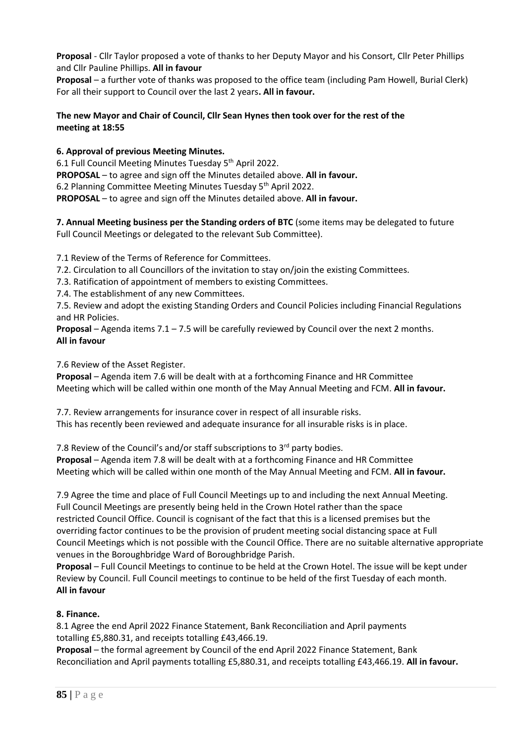**Proposal** - Cllr Taylor proposed a vote of thanks to her Deputy Mayor and his Consort, Cllr Peter Phillips and Cllr Pauline Phillips. **All in favour**

**Proposal** – a further vote of thanks was proposed to the office team (including Pam Howell, Burial Clerk) For all their support to Council over the last 2 years**. All in favour.**

**The new Mayor and Chair of Council, Cllr Sean Hynes then took over for the rest of the meeting at 18:55**

**6. Approval of previous Meeting Minutes.**

6.1 Full Council Meeting Minutes Tuesday 5th April 2022.

**PROPOSAL** – to agree and sign off the Minutes detailed above. **All in favour.**

6.2 Planning Committee Meeting Minutes Tuesday 5th April 2022.

**PROPOSAL** – to agree and sign off the Minutes detailed above. **All in favour.**

**7. Annual Meeting business per the Standing orders of BTC** (some items may be delegated to future Full Council Meetings or delegated to the relevant Sub Committee).

7.1 Review of the Terms of Reference for Committees.

7.2. Circulation to all Councillors of the invitation to stay on/join the existing Committees.

7.3. Ratification of appointment of members to existing Committees.

7.4. The establishment of any new Committees.

7.5. Review and adopt the existing Standing Orders and Council Policies including Financial Regulations and HR Policies.

**Proposal** – Agenda items 7.1 – 7.5 will be carefully reviewed by Council over the next 2 months. **All in favour**

7.6 Review of the Asset Register.

**Proposal** – Agenda item 7.6 will be dealt with at a forthcoming Finance and HR Committee Meeting which will be called within one month of the May Annual Meeting and FCM. **All in favour.**

7.7. Review arrangements for insurance cover in respect of all insurable risks.

This has recently been reviewed and adequate insurance for all insurable risks is in place.

7.8 Review of the Council's and/or staff subscriptions to 3rd party bodies.

**Proposal** – Agenda item 7.8 will be dealt with at a forthcoming Finance and HR Committee Meeting which will be called within one month of the May Annual Meeting and FCM. **All in favour.**

7.9 Agree the time and place of Full Council Meetings up to and including the next Annual Meeting. Full Council Meetings are presently being held in the Crown Hotel rather than the space restricted Council Office. Council is cognisant of the fact that this is a licensed premises but the overriding factor continues to be the provision of prudent meeting social distancing space at Full Council Meetings which is not possible with the Council Office. There are no suitable alternative appropriate venues in the Boroughbridge Ward of Boroughbridge Parish.

**Proposal** – Full Council Meetings to continue to be held at the Crown Hotel. The issue will be kept under Review by Council. Full Council meetings to continue to be held of the first Tuesday of each month. **All in favour**

**8. Finance.**

8.1 Agree the end April 2022 Finance Statement, Bank Reconciliation and April payments totalling £5,880.31, and receipts totalling £43,466.19.

**Proposal** – the formal agreement by Council of the end April 2022 Finance Statement, Bank Reconciliation and April payments totalling £5,880.31, and receipts totalling £43,466.19. **All in favour.**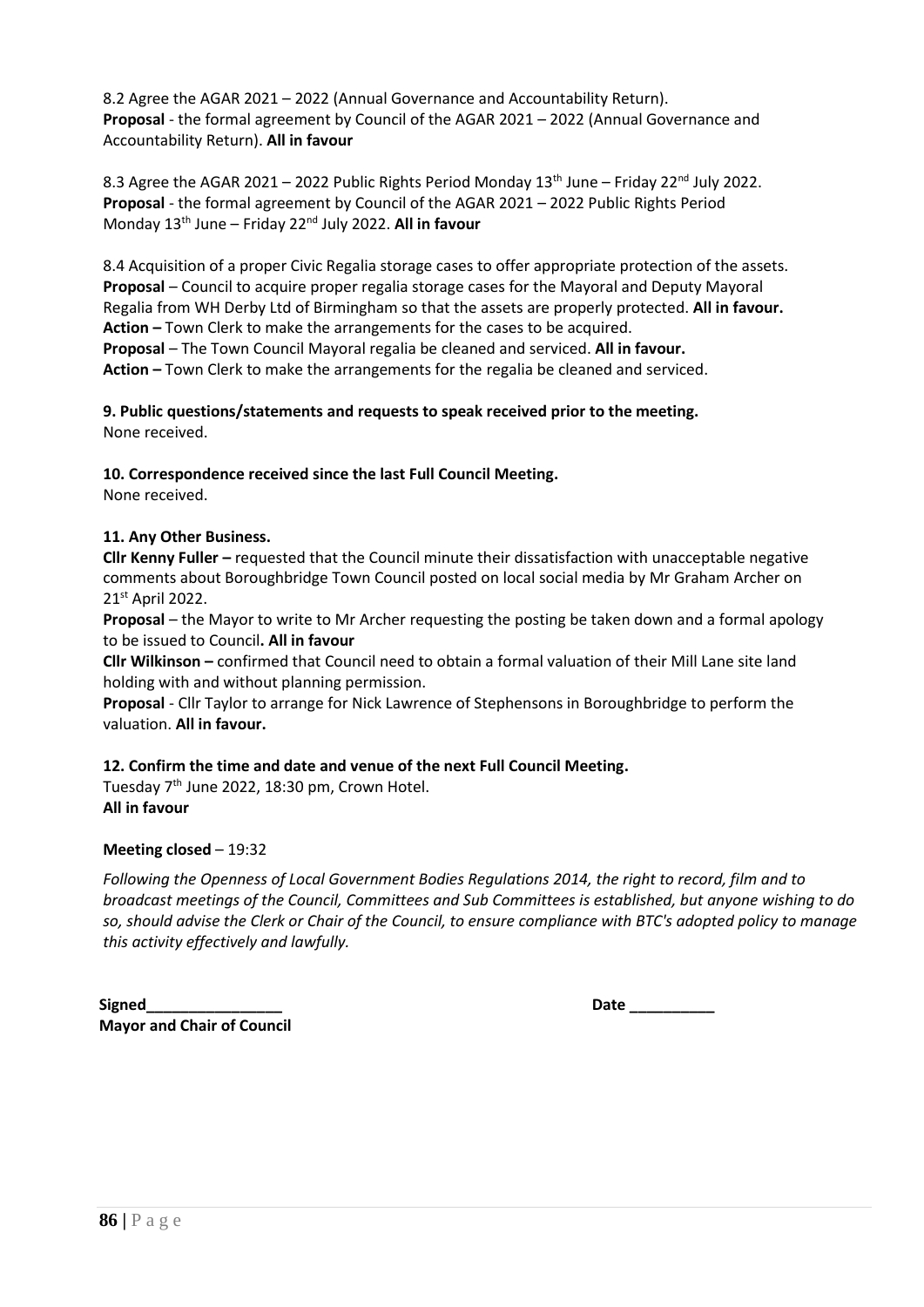8.2 Agree the AGAR 2021 – 2022 (Annual Governance and Accountability Return).
**Proposal** - the formal agreement by Council of the AGAR 2021 – 2022 (Annual Governance and Accountability Return). **All in favour**

8.3 Agree the AGAR 2021 – 2022 Public Rights Period Monday 13th June – Friday 22nd July 2022.
**Proposal** - the formal agreement by Council of the AGAR 2021 – 2022 Public Rights Period Monday 13th June – Friday 22nd July 2022. **All in favour**

8.4 Acquisition of a proper Civic Regalia storage cases to offer appropriate protection of the assets.
**Proposal** – Council to acquire proper regalia storage cases for the Mayoral and Deputy Mayoral Regalia from WH Derby Ltd of Birmingham so that the assets are properly protected. **All in favour.**
**Action –** Town Clerk to make the arrangements for the cases to be acquired.
**Proposal** – The Town Council Mayoral regalia be cleaned and serviced. **All in favour.**
**Action –** Town Clerk to make the arrangements for the regalia be cleaned and serviced.

**9. Public questions/statements and requests to speak received prior to the meeting.**
None received.

**10. Correspondence received since the last Full Council Meeting.**
None received.

**11. Any Other Business.**
**Cllr Kenny Fuller –** requested that the Council minute their dissatisfaction with unacceptable negative comments about Boroughbridge Town Council posted on local social media by Mr Graham Archer on 21st April 2022.
**Proposal** – the Mayor to write to Mr Archer requesting the posting be taken down and a formal apology to be issued to Council**. All in favour**
**Cllr Wilkinson –** confirmed that Council need to obtain a formal valuation of their Mill Lane site land holding with and without planning permission.
**Proposal** - Cllr Taylor to arrange for Nick Lawrence of Stephensons in Boroughbridge to perform the valuation. **All in favour.**

**12. Confirm the time and date and venue of the next Full Council Meeting.**
Tuesday 7th June 2022, 18:30 pm, Crown Hotel.
**All in favour**

**Meeting closed** – 19:32

*Following the Openness of Local Government Bodies Regulations 2014, the right to record, film and to broadcast meetings of the Council, Committees and Sub Committees is established, but anyone wishing to do so, should advise the Clerk or Chair of the Council, to ensure compliance with BTC's adopted policy to manage this activity effectively and lawfully.*

**Signed________________** **Date __________**
**Mayor and Chair of Council**